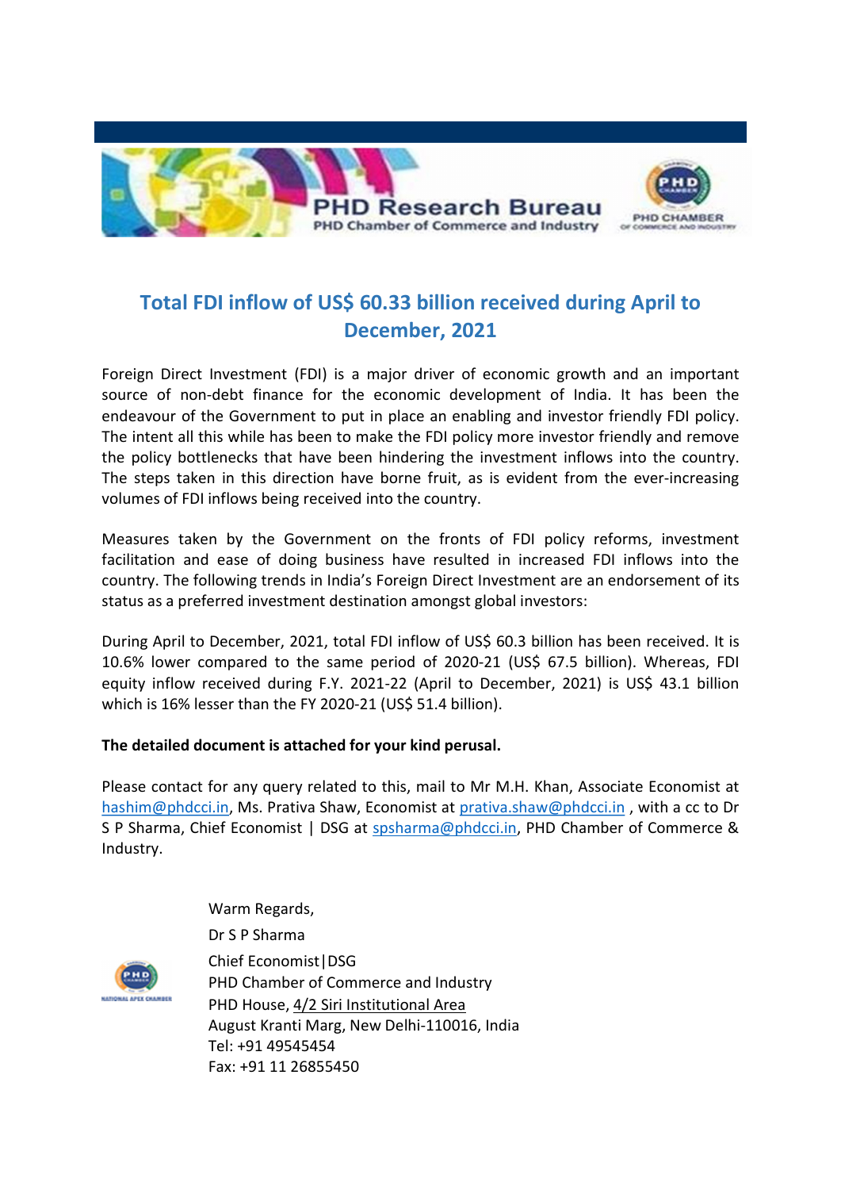# Total FDI inflow of US$ 60.33 billion received during April to December, 2021

Foreign Direct Investment (FDI) is a major driver of economic growth and an important source of non-debt finance for the economic development of India. It has been the endeavour of the Government to put in place an enabling and investor friendly FDI policy. The intent all this while has been to make the FDI policy more investor friendly and remove the policy bottlenecks that have been hindering the investment inflows into the country. The steps taken in this direction have borne fruit, as is evident from the ever-increasing volumes of FDI inflows being received into the country.

Measures taken by the Government on the fronts of FDI policy reforms, investment facilitation and ease of doing business have resulted in increased FDI inflows into the country. The following trends in India's Foreign Direct Investment are an endorsement of its status as a preferred investment destination amongst global investors:

During April to December, 2021, total FDI inflow of US$ 60.3 billion has been received. It is 10.6% lower compared to the same period of 2020-21 (US$ 67.5 billion). Whereas, FDI equity inflow received during F.Y. 2021-22 (April to December, 2021) is US$ 43.1 billion which is 16% lesser than the FY 2020-21 (US$ 51.4 billion).

**The detailed document is attached for your kind perusal.**

Please contact for any query related to this, mail to Mr M.H. Khan, Associate Economist at hashim@phdcci.in, Ms. Prativa Shaw, Economist at prativa.shaw@phdcci.in , with a cc to Dr S P Sharma, Chief Economist | DSG at spsharma@phdcci.in, PHD Chamber of Commerce & Industry.

Warm Regards,

Dr S P Sharma

Chief Economist|DSG
PHD Chamber of Commerce and Industry
PHD House, 4/2 Siri Institutional Area
August Kranti Marg, New Delhi-110016, India
Tel: +91 49545454
Fax: +91 11 26855450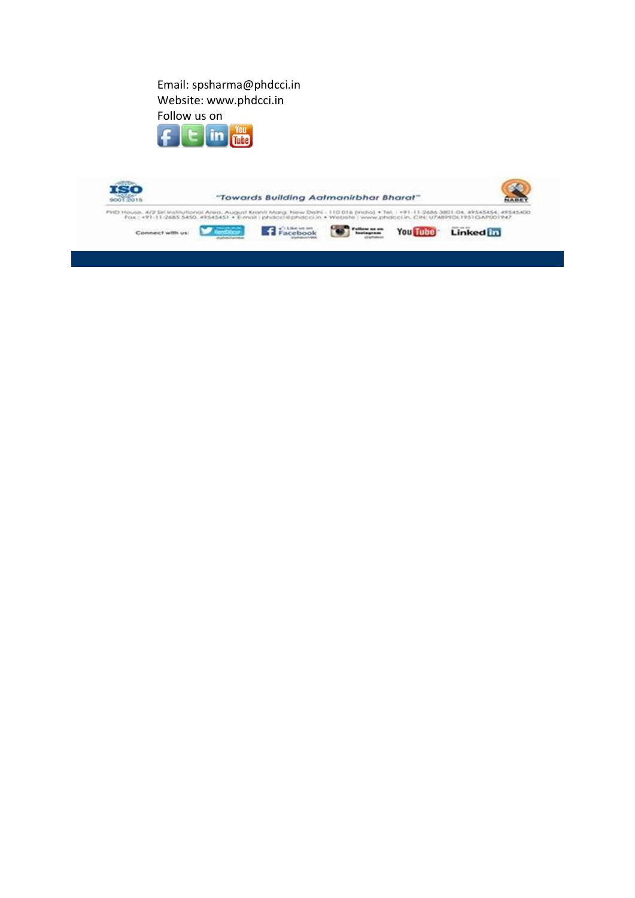Email: spsharma@phdcci.in
Website: www.phdcci.in
Follow us on

"Towards Building Aatmanirbhar Bharat"

PHD House, 4/2 Siri Institutional Area, August Kranti Marg, New Delhi - 110 016 (India) • Tel. : +91-11-2686 3801-04, 49545454, 49545400
Fax : +91-11-2685 5450, 49545451 • E-mail : phdcci@phdcci.in • Website : www.phdcci.in, CIN: U74899DL1951GAP001947

Connect with us: